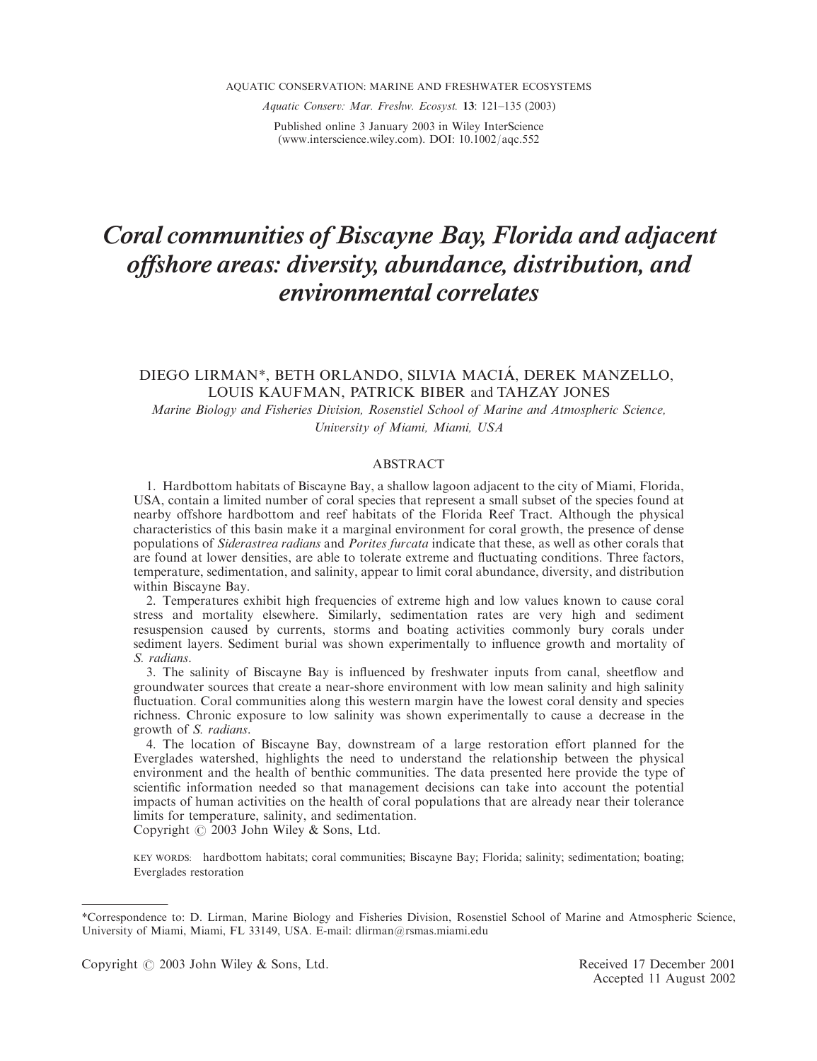AQUATIC CONSERVATION: MARINE AND FRESHWATER ECOSYSTEMS

*Aquatic Conserv: Mar. Freshw. Ecosyst.* **13**: 121–135 (2003)

Published online 3 January 2003 in Wiley InterScience (www.interscience.wiley.com). DOI: 10.1002/aqc.552

# *Coral communities of Biscayne Bay, Florida and adjacent offshore areas: diversity, abundance, distribution, and environmental correlates*

DIEGO LIRMAN*, BETH ORLANDO, SILVIA MACIÁ, DEREK MANZELLO, LOUIS KAUFMAN, PATRICK BIBER and TAHZAY JONES

*Marine Biology and Fisheries Division, Rosenstiel School of Marine and Atmospheric Science, University of Miami, Miami, USA*

## ABSTRACT

1. Hardbottom habitats of Biscayne Bay, a shallow lagoon adjacent to the city of Miami, Florida, USA, contain a limited number of coral species that represent a small subset of the species found at nearby offshore hardbottom and reef habitats of the Florida Reef Tract. Although the physical characteristics of this basin make it a marginal environment for coral growth, the presence of dense populations of *Siderastrea radians* and *Porites furcata* indicate that these, as well as other corals that are found at lower densities, are able to tolerate extreme and fluctuating conditions. Three factors, temperature, sedimentation, and salinity, appear to limit coral abundance, diversity, and distribution within Biscayne Bay.

2. Temperatures exhibit high frequencies of extreme high and low values known to cause coral stress and mortality elsewhere. Similarly, sedimentation rates are very high and sediment resuspension caused by currents, storms and boating activities commonly bury corals under sediment layers. Sediment burial was shown experimentally to influence growth and mortality of *S. radians*.

3. The salinity of Biscayne Bay is influenced by freshwater inputs from canal, sheetflow and groundwater sources that create a near-shore environment with low mean salinity and high salinity fluctuation. Coral communities along this western margin have the lowest coral density and species richness. Chronic exposure to low salinity was shown experimentally to cause a decrease in the growth of *S. radians*.

4. The location of Biscayne Bay, downstream of a large restoration effort planned for the Everglades watershed, highlights the need to understand the relationship between the physical environment and the health of benthic communities. The data presented here provide the type of scientific information needed so that management decisions can take into account the potential impacts of human activities on the health of coral populations that are already near their tolerance limits for temperature, salinity, and sedimentation.

Copyright © 2003 John Wiley & Sons, Ltd.

KEY WORDS: hardbottom habitats; coral communities; Biscayne Bay; Florida; salinity; sedimentation; boating; Everglades restoration

---

*Correspondence to: D. Lirman, Marine Biology and Fisheries Division, Rosenstiel School of Marine and Atmospheric Science, University of Miami, Miami, FL 33149, USA. E-mail: dlirman@rsmas.miami.edu

Copyright © 2003 John Wiley & Sons, Ltd.

Received 17 December 2001
Accepted 11 August 2002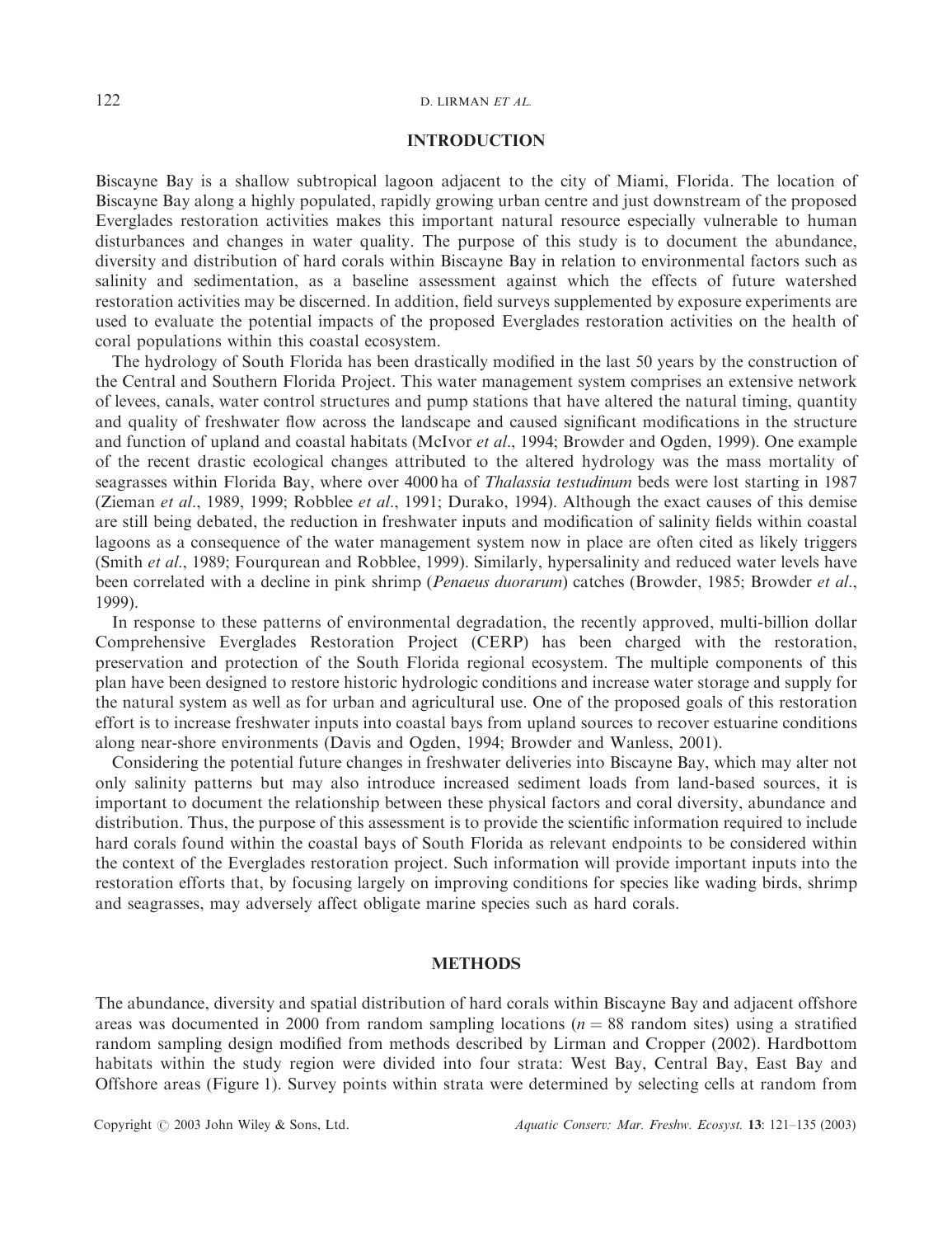## INTRODUCTION

Biscayne Bay is a shallow subtropical lagoon adjacent to the city of Miami, Florida. The location of Biscayne Bay along a highly populated, rapidly growing urban centre and just downstream of the proposed Everglades restoration activities makes this important natural resource especially vulnerable to human disturbances and changes in water quality. The purpose of this study is to document the abundance, diversity and distribution of hard corals within Biscayne Bay in relation to environmental factors such as salinity and sedimentation, as a baseline assessment against which the effects of future watershed restoration activities may be discerned. In addition, field surveys supplemented by exposure experiments are used to evaluate the potential impacts of the proposed Everglades restoration activities on the health of coral populations within this coastal ecosystem.

The hydrology of South Florida has been drastically modified in the last 50 years by the construction of the Central and Southern Florida Project. This water management system comprises an extensive network of levees, canals, water control structures and pump stations that have altered the natural timing, quantity and quality of freshwater flow across the landscape and caused significant modifications in the structure and function of upland and coastal habitats (McIvor *et al*., 1994; Browder and Ogden, 1999). One example of the recent drastic ecological changes attributed to the altered hydrology was the mass mortality of seagrasses within Florida Bay, where over 4000 ha of *Thalassia testudinum* beds were lost starting in 1987 (Zieman *et al*., 1989, 1999; Robblee *et al*., 1991; Durako, 1994). Although the exact causes of this demise are still being debated, the reduction in freshwater inputs and modification of salinity fields within coastal lagoons as a consequence of the water management system now in place are often cited as likely triggers (Smith *et al*., 1989; Fourqurean and Robblee, 1999). Similarly, hypersalinity and reduced water levels have been correlated with a decline in pink shrimp (*Penaeus duorarum*) catches (Browder, 1985; Browder *et al*., 1999).

In response to these patterns of environmental degradation, the recently approved, multi-billion dollar Comprehensive Everglades Restoration Project (CERP) has been charged with the restoration, preservation and protection of the South Florida regional ecosystem. The multiple components of this plan have been designed to restore historic hydrologic conditions and increase water storage and supply for the natural system as well as for urban and agricultural use. One of the proposed goals of this restoration effort is to increase freshwater inputs into coastal bays from upland sources to recover estuarine conditions along near-shore environments (Davis and Ogden, 1994; Browder and Wanless, 2001).

Considering the potential future changes in freshwater deliveries into Biscayne Bay, which may alter not only salinity patterns but may also introduce increased sediment loads from land-based sources, it is important to document the relationship between these physical factors and coral diversity, abundance and distribution. Thus, the purpose of this assessment is to provide the scientific information required to include hard corals found within the coastal bays of South Florida as relevant endpoints to be considered within the context of the Everglades restoration project. Such information will provide important inputs into the restoration efforts that, by focusing largely on improving conditions for species like wading birds, shrimp and seagrasses, may adversely affect obligate marine species such as hard corals.

## METHODS

The abundance, diversity and spatial distribution of hard corals within Biscayne Bay and adjacent offshore areas was documented in 2000 from random sampling locations ($n = 88$ random sites) using a stratified random sampling design modified from methods described by Lirman and Cropper (2002). Hardbottom habitats within the study region were divided into four strata: West Bay, Central Bay, East Bay and Offshore areas (Figure 1). Survey points within strata were determined by selecting cells at random from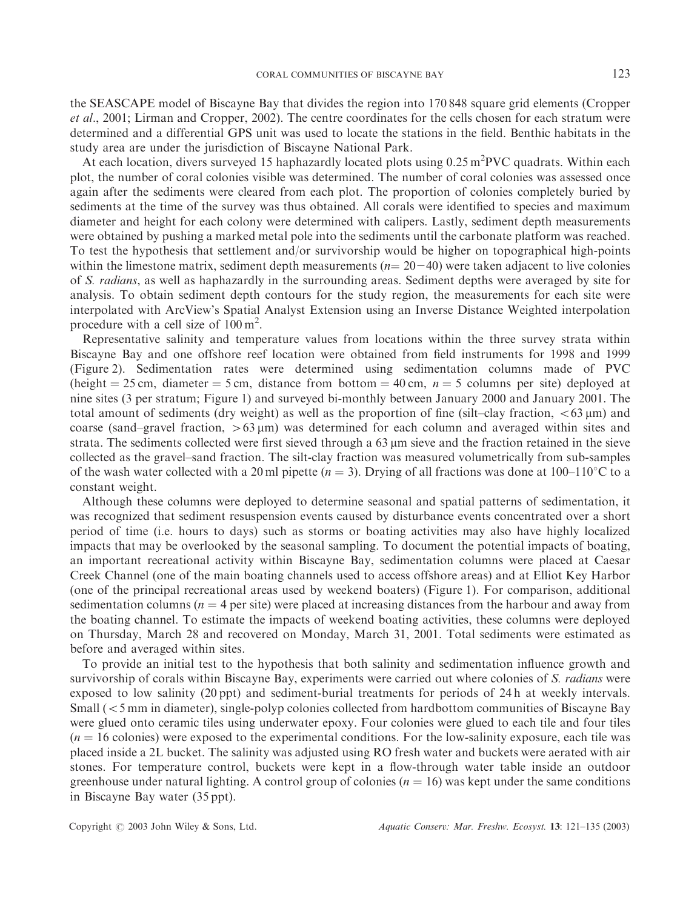the SEASCAPE model of Biscayne Bay that divides the region into 170 848 square grid elements (Cropper *et al*., 2001; Lirman and Cropper, 2002). The centre coordinates for the cells chosen for each stratum were determined and a differential GPS unit was used to locate the stations in the field. Benthic habitats in the study area are under the jurisdiction of Biscayne National Park.

At each location, divers surveyed 15 haphazardly located plots using $0.25\,m^2$ PVC quadrats. Within each plot, the number of coral colonies visible was determined. The number of coral colonies was assessed once again after the sediments were cleared from each plot. The proportion of colonies completely buried by sediments at the time of the survey was thus obtained. All corals were identified to species and maximum diameter and height for each colony were determined with calipers. Lastly, sediment depth measurements were obtained by pushing a marked metal pole into the sediments until the carbonate platform was reached. To test the hypothesis that settlement and/or survivorship would be higher on topographical high-points within the limestone matrix, sediment depth measurements ($n = 20-40$) were taken adjacent to live colonies of *S. radians*, as well as haphazardly in the surrounding areas. Sediment depths were averaged by site for analysis. To obtain sediment depth contours for the study region, the measurements for each site were interpolated with ArcView's Spatial Analyst Extension using an Inverse Distance Weighted interpolation procedure with a cell size of $100\,m^2$.

Representative salinity and temperature values from locations within the three survey strata within Biscayne Bay and one offshore reef location were obtained from field instruments for 1998 and 1999 (Figure 2). Sedimentation rates were determined using sedimentation columns made of PVC (height = 25 cm, diameter = 5 cm, distance from bottom = 40 cm, $n = 5$ columns per site) deployed at nine sites (3 per stratum; Figure 1) and surveyed bi-monthly between January 2000 and January 2001. The total amount of sediments (dry weight) as well as the proportion of fine (silt–clay fraction, $<63\,\mu m$) and coarse (sand–gravel fraction, $>63\,\mu m$) was determined for each column and averaged within sites and strata. The sediments collected were first sieved through a 63 μm sieve and the fraction retained in the sieve collected as the gravel–sand fraction. The silt-clay fraction was measured volumetrically from sub-samples of the wash water collected with a 20 ml pipette ($n = 3$). Drying of all fractions was done at 100–110°C to a constant weight.

Although these columns were deployed to determine seasonal and spatial patterns of sedimentation, it was recognized that sediment resuspension events caused by disturbance events concentrated over a short period of time (i.e. hours to days) such as storms or boating activities may also have highly localized impacts that may be overlooked by the seasonal sampling. To document the potential impacts of boating, an important recreational activity within Biscayne Bay, sedimentation columns were placed at Caesar Creek Channel (one of the main boating channels used to access offshore areas) and at Elliot Key Harbor (one of the principal recreational areas used by weekend boaters) (Figure 1). For comparison, additional sedimentation columns ($n = 4$ per site) were placed at increasing distances from the harbour and away from the boating channel. To estimate the impacts of weekend boating activities, these columns were deployed on Thursday, March 28 and recovered on Monday, March 31, 2001. Total sediments were estimated as before and averaged within sites.

To provide an initial test to the hypothesis that both salinity and sedimentation influence growth and survivorship of corals within Biscayne Bay, experiments were carried out where colonies of *S. radians* were exposed to low salinity (20 ppt) and sediment-burial treatments for periods of 24 h at weekly intervals. Small (<5 mm in diameter), single-polyp colonies collected from hardbottom communities of Biscayne Bay were glued onto ceramic tiles using underwater epoxy. Four colonies were glued to each tile and four tiles ($n = 16$ colonies) were exposed to the experimental conditions. For the low-salinity exposure, each tile was placed inside a 2L bucket. The salinity was adjusted using RO fresh water and buckets were aerated with air stones. For temperature control, buckets were kept in a flow-through water table inside an outdoor greenhouse under natural lighting. A control group of colonies ($n = 16$) was kept under the same conditions in Biscayne Bay water (35 ppt).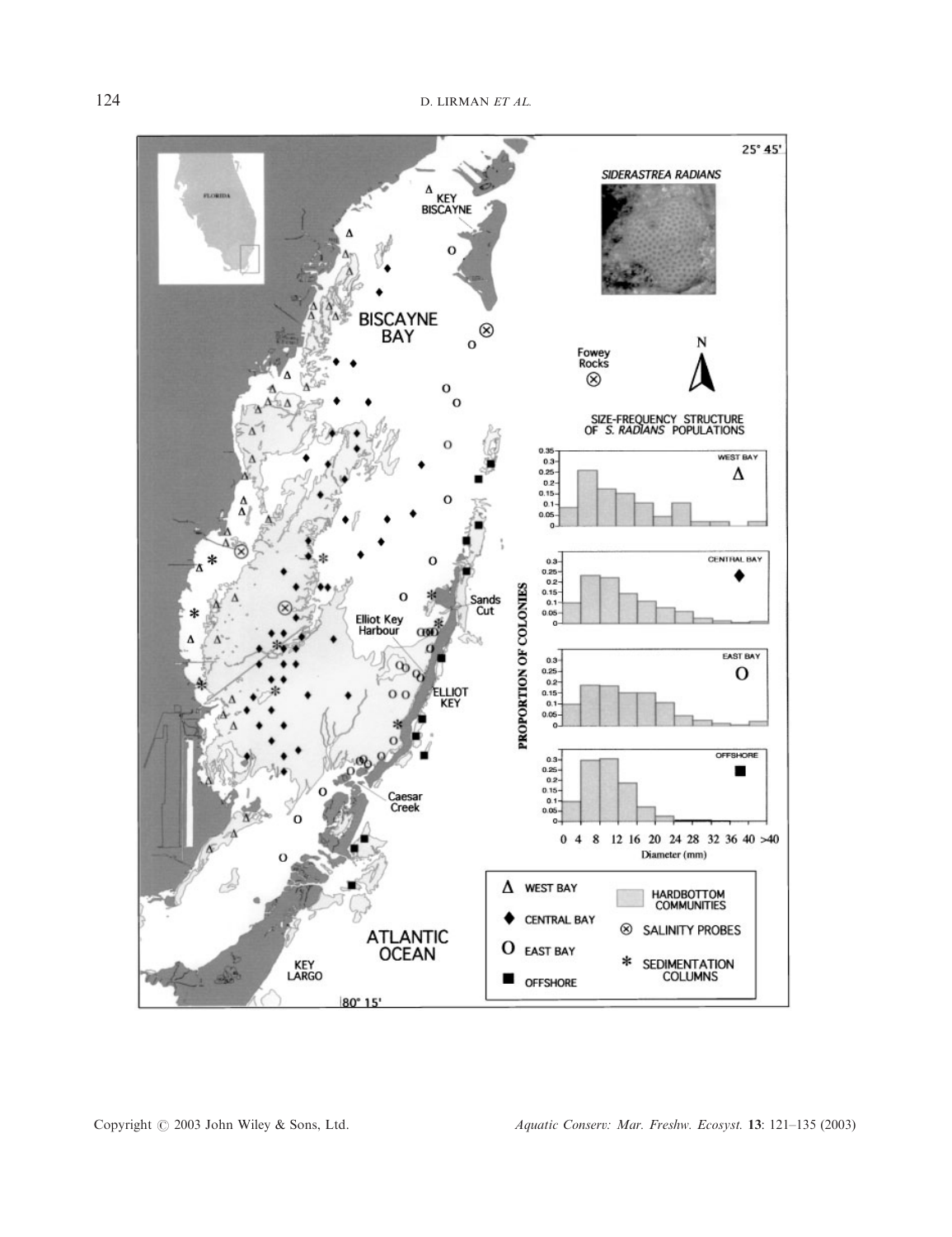25° 45'

SIDERASTREA RADIANS

KEY BISCAYNE

BISCAYNE BAY

Fowey Rocks

N

SIZE-FREQUENCY STRUCTURE OF *S. RADIANS* POPULATIONS

WEST BAY

CENTRAL BAY

EAST BAY

OFFSHORE

PROPORTION OF COLONIES

0 4 8 12 16 20 24 28 32 36 40 >40

Diameter (mm)

Sands Cut

Elliot Key Harbour

ELLIOT KEY

Caesar Creek

ATLANTIC OCEAN

KEY LARGO

80° 15'

Δ WEST BAY

◆ CENTRAL BAY

O EAST BAY

■ OFFSHORE

HARDBOTTOM COMMUNITIES

⊗ SALINITY PROBES

* SEDIMENTATION COLUMNS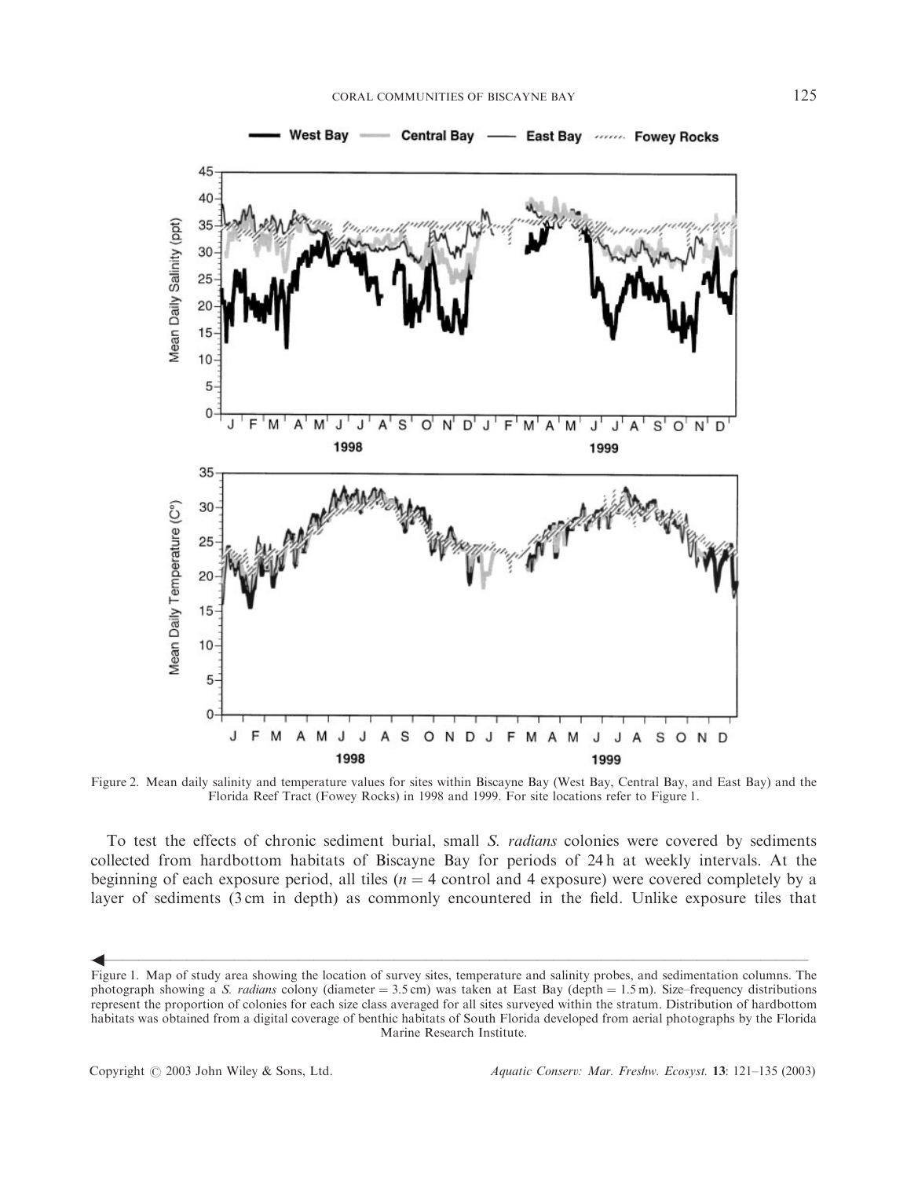Figure 2. Mean daily salinity and temperature values for sites within Biscayne Bay (West Bay, Central Bay, and East Bay) and the Florida Reef Tract (Fowey Rocks) in 1998 and 1999. For site locations refer to Figure 1.

To test the effects of chronic sediment burial, small *S. radians* colonies were covered by sediments collected from hardbottom habitats of Biscayne Bay for periods of 24 h at weekly intervals. At the beginning of each exposure period, all tiles ($n = 4$ control and 4 exposure) were covered completely by a layer of sediments (3 cm in depth) as commonly encountered in the field. Unlike exposure tiles that

Figure 1. Map of study area showing the location of survey sites, temperature and salinity probes, and sedimentation columns. The photograph showing a *S. radians* colony (diameter = 3.5 cm) was taken at East Bay (depth = 1.5 m). Size–frequency distributions represent the proportion of colonies for each size class averaged for all sites surveyed within the stratum. Distribution of hardbottom habitats was obtained from a digital coverage of benthic habitats of South Florida developed from aerial photographs by the Florida Marine Research Institute.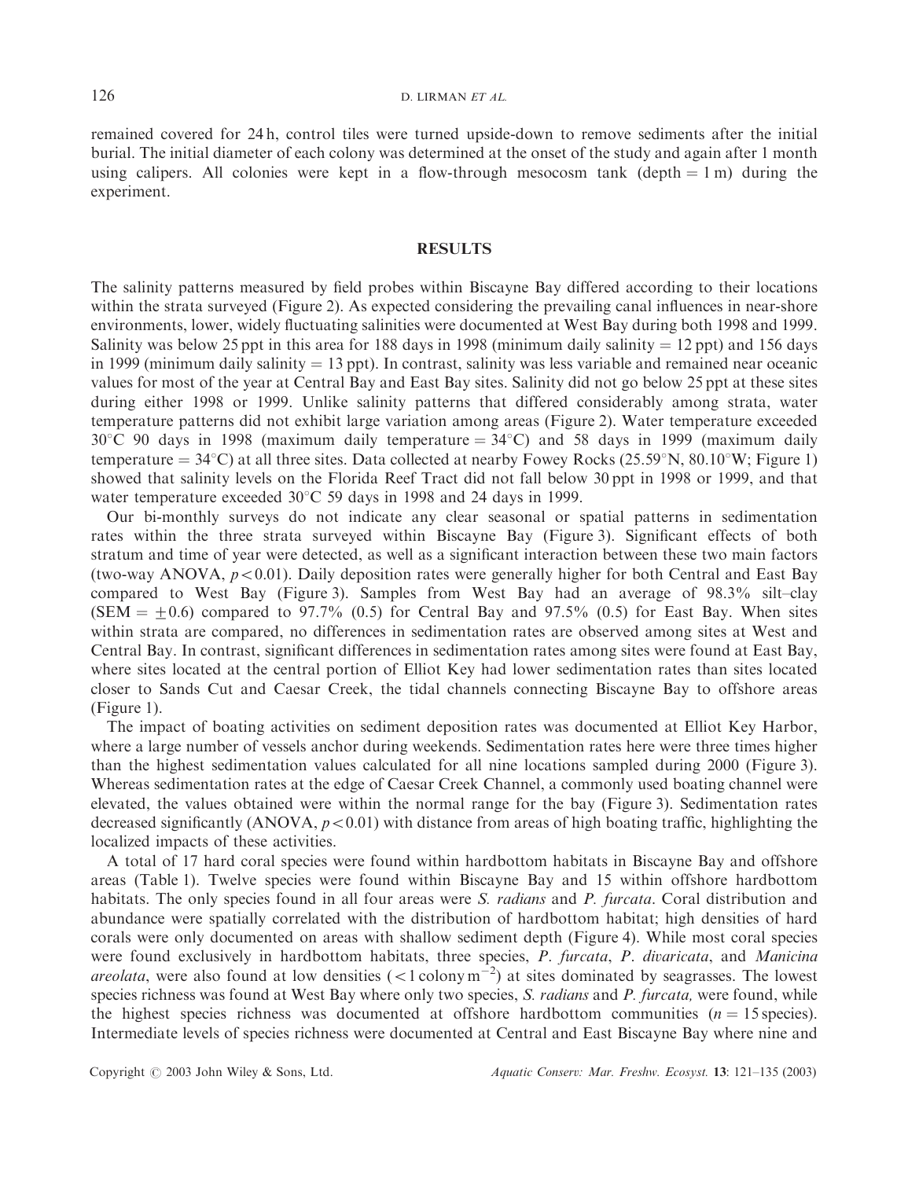remained covered for 24 h, control tiles were turned upside-down to remove sediments after the initial burial. The initial diameter of each colony was determined at the onset of the study and again after 1 month using calipers. All colonies were kept in a flow-through mesocosm tank (depth = 1 m) during the experiment.

## RESULTS

The salinity patterns measured by field probes within Biscayne Bay differed according to their locations within the strata surveyed (Figure 2). As expected considering the prevailing canal influences in near-shore environments, lower, widely fluctuating salinities were documented at West Bay during both 1998 and 1999. Salinity was below 25 ppt in this area for 188 days in 1998 (minimum daily salinity = 12 ppt) and 156 days in 1999 (minimum daily salinity = 13 ppt). In contrast, salinity was less variable and remained near oceanic values for most of the year at Central Bay and East Bay sites. Salinity did not go below 25 ppt at these sites during either 1998 or 1999. Unlike salinity patterns that differed considerably among strata, water temperature patterns did not exhibit large variation among areas (Figure 2). Water temperature exceeded 30°C 90 days in 1998 (maximum daily temperature = 34°C) and 58 days in 1999 (maximum daily temperature = 34°C) at all three sites. Data collected at nearby Fowey Rocks (25.59°N, 80.10°W; Figure 1) showed that salinity levels on the Florida Reef Tract did not fall below 30 ppt in 1998 or 1999, and that water temperature exceeded 30°C 59 days in 1998 and 24 days in 1999.

Our bi-monthly surveys do not indicate any clear seasonal or spatial patterns in sedimentation rates within the three strata surveyed within Biscayne Bay (Figure 3). Significant effects of both stratum and time of year were detected, as well as a significant interaction between these two main factors (two-way ANOVA, $p < 0.01$). Daily deposition rates were generally higher for both Central and East Bay compared to West Bay (Figure 3). Samples from West Bay had an average of 98.3% silt–clay (SEM = $\pm 0.6$) compared to 97.7% (0.5) for Central Bay and 97.5% (0.5) for East Bay. When sites within strata are compared, no differences in sedimentation rates are observed among sites at West and Central Bay. In contrast, significant differences in sedimentation rates among sites were found at East Bay, where sites located at the central portion of Elliot Key had lower sedimentation rates than sites located closer to Sands Cut and Caesar Creek, the tidal channels connecting Biscayne Bay to offshore areas (Figure 1).

The impact of boating activities on sediment deposition rates was documented at Elliot Key Harbor, where a large number of vessels anchor during weekends. Sedimentation rates here were three times higher than the highest sedimentation values calculated for all nine locations sampled during 2000 (Figure 3). Whereas sedimentation rates at the edge of Caesar Creek Channel, a commonly used boating channel were elevated, the values obtained were within the normal range for the bay (Figure 3). Sedimentation rates decreased significantly (ANOVA, $p < 0.01$) with distance from areas of high boating traffic, highlighting the localized impacts of these activities.

A total of 17 hard coral species were found within hardbottom habitats in Biscayne Bay and offshore areas (Table 1). Twelve species were found within Biscayne Bay and 15 within offshore hardbottom habitats. The only species found in all four areas were *S. radians* and *P. furcata*. Coral distribution and abundance were spatially correlated with the distribution of hardbottom habitat; high densities of hard corals were only documented on areas with shallow sediment depth (Figure 4). While most coral species were found exclusively in hardbottom habitats, three species, *P. furcata*, *P. divaricata*, and *Manicina areolata*, were also found at low densities ($<1$ colony m$^{-2}$) at sites dominated by seagrasses. The lowest species richness was found at West Bay where only two species, *S. radians* and *P. furcata,* were found, while the highest species richness was documented at offshore hardbottom communities ($n = 15$ species). Intermediate levels of species richness were documented at Central and East Biscayne Bay where nine and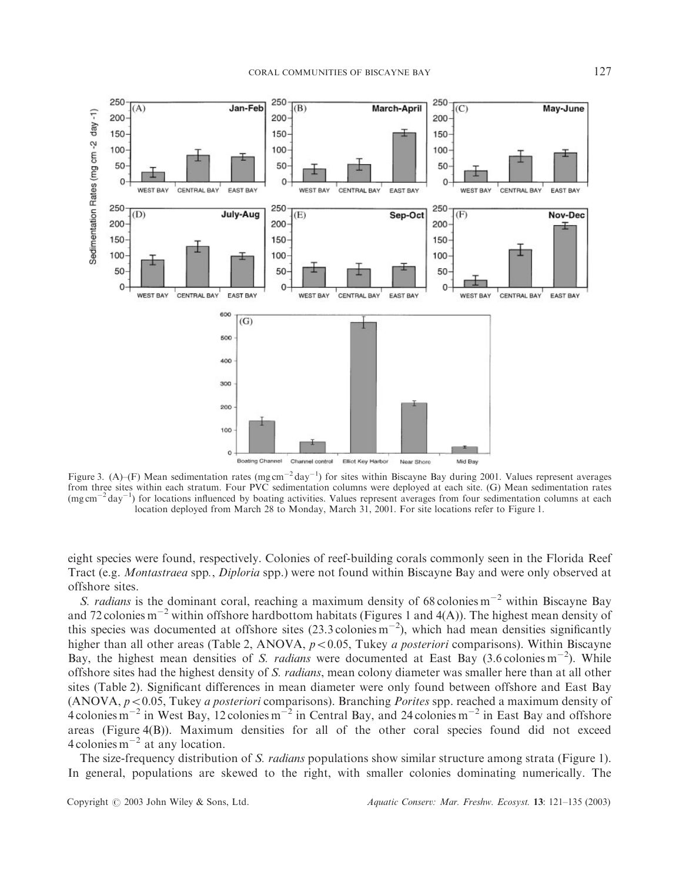Figure 3. (A)–(F) Mean sedimentation rates ($mg\,cm^{-2}\,day^{-1}$) for sites within Biscayne Bay during 2001. Values represent averages from three sites within each stratum. Four PVC sedimentation columns were deployed at each site. (G) Mean sedimentation rates ($mg\,cm^{-2}\,day^{-1}$) for locations influenced by boating activities. Values represent averages from four sedimentation columns at each location deployed from March 28 to Monday, March 31, 2001. For site locations refer to Figure 1.

eight species were found, respectively. Colonies of reef-building corals commonly seen in the Florida Reef Tract (e.g. *Montastraea* spp., *Diploria* spp.) were not found within Biscayne Bay and were only observed at offshore sites.

*S. radians* is the dominant coral, reaching a maximum density of 68 colonies $m^{-2}$ within Biscayne Bay and 72 colonies $m^{-2}$ within offshore hardbottom habitats (Figures 1 and 4(A)). The highest mean density of this species was documented at offshore sites (23.3 colonies $m^{-2}$), which had mean densities significantly higher than all other areas (Table 2, ANOVA, $p < 0.05$, Tukey *a posteriori* comparisons). Within Biscayne Bay, the highest mean densities of *S. radians* were documented at East Bay (3.6 colonies $m^{-2}$). While offshore sites had the highest density of *S. radians*, mean colony diameter was smaller here than at all other sites (Table 2). Significant differences in mean diameter were only found between offshore and East Bay (ANOVA, $p < 0.05$, Tukey *a posteriori* comparisons). Branching *Porites* spp. reached a maximum density of 4 colonies $m^{-2}$ in West Bay, 12 colonies $m^{-2}$ in Central Bay, and 24 colonies $m^{-2}$ in East Bay and offshore areas (Figure 4(B)). Maximum densities for all of the other coral species found did not exceed 4 colonies $m^{-2}$ at any location.

The size-frequency distribution of *S. radians* populations show similar structure among strata (Figure 1). In general, populations are skewed to the right, with smaller colonies dominating numerically. The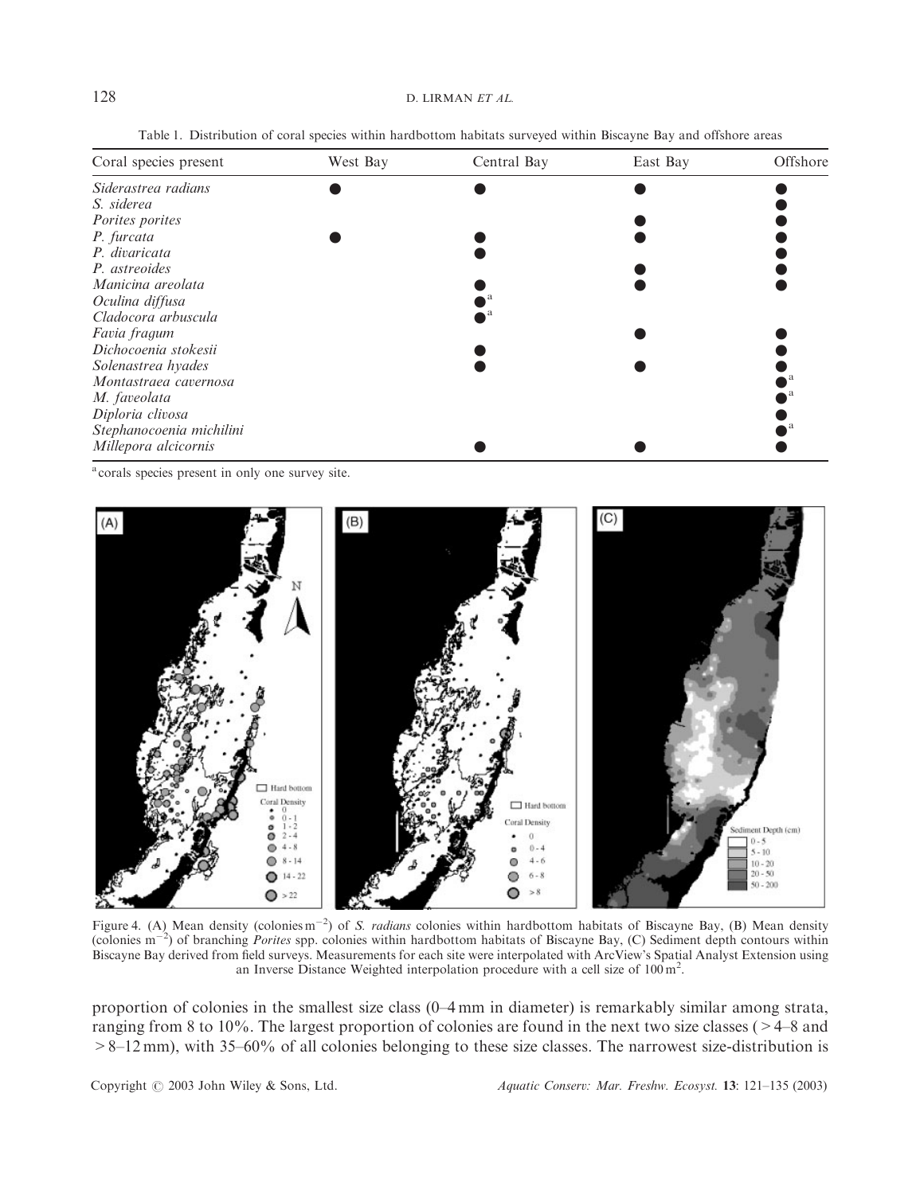Table 1. Distribution of coral species within hardbottom habitats surveyed within Biscayne Bay and offshore areas

| Coral species present | West Bay | Central Bay | East Bay | Offshore |
|---|---|---|---|---|
| *Siderastrea radians* | ● | ● | ● | ● |
| *S. siderea* | | | | ● |
| *Porites porites* | | | ● | ● |
| *P. furcata* | ● | ● | ● | ● |
| *P. divaricata* | | ● | | ● |
| *P. astreoides* | | | ● | ● |
| *Manicina areolata* | | ● | ● | ● |
| *Oculina diffusa* | | ●[a] | | |
| *Cladocora arbuscula* | | ●[a] | | |
| *Favia fragum* | | | ● | ● |
| *Dichocoenia stokesii* | | ● | | ● |
| *Solenastrea hyades* | | ● | ● | ● |
| *Montastraea cavernosa* | | | | ●[a] |
| *M. faveolata* | | | | ●[a] |
| *Diploria clivosa* | | | | ● |
| *Stephanocoenia michilini* | | | | ●[a] |
| *Millepora alcicornis* | | ● | ● | ● |

[a]corals species present in only one survey site.

Figure 4. (A) Mean density (colonies $m^{-2}$) of *S. radians* colonies within hardbottom habitats of Biscayne Bay, (B) Mean density (colonies $m^{-2}$) of branching *Porites* spp. colonies within hardbottom habitats of Biscayne Bay, (C) Sediment depth contours within Biscayne Bay derived from field surveys. Measurements for each site were interpolated with ArcView's Spatial Analyst Extension using an Inverse Distance Weighted interpolation procedure with a cell size of $100\,m^2$.

proportion of colonies in the smallest size class (0–4 mm in diameter) is remarkably similar among strata, ranging from 8 to 10%. The largest proportion of colonies are found in the next two size classes (>4–8 and >8–12 mm), with 35–60% of all colonies belonging to these size classes. The narrowest size-distribution is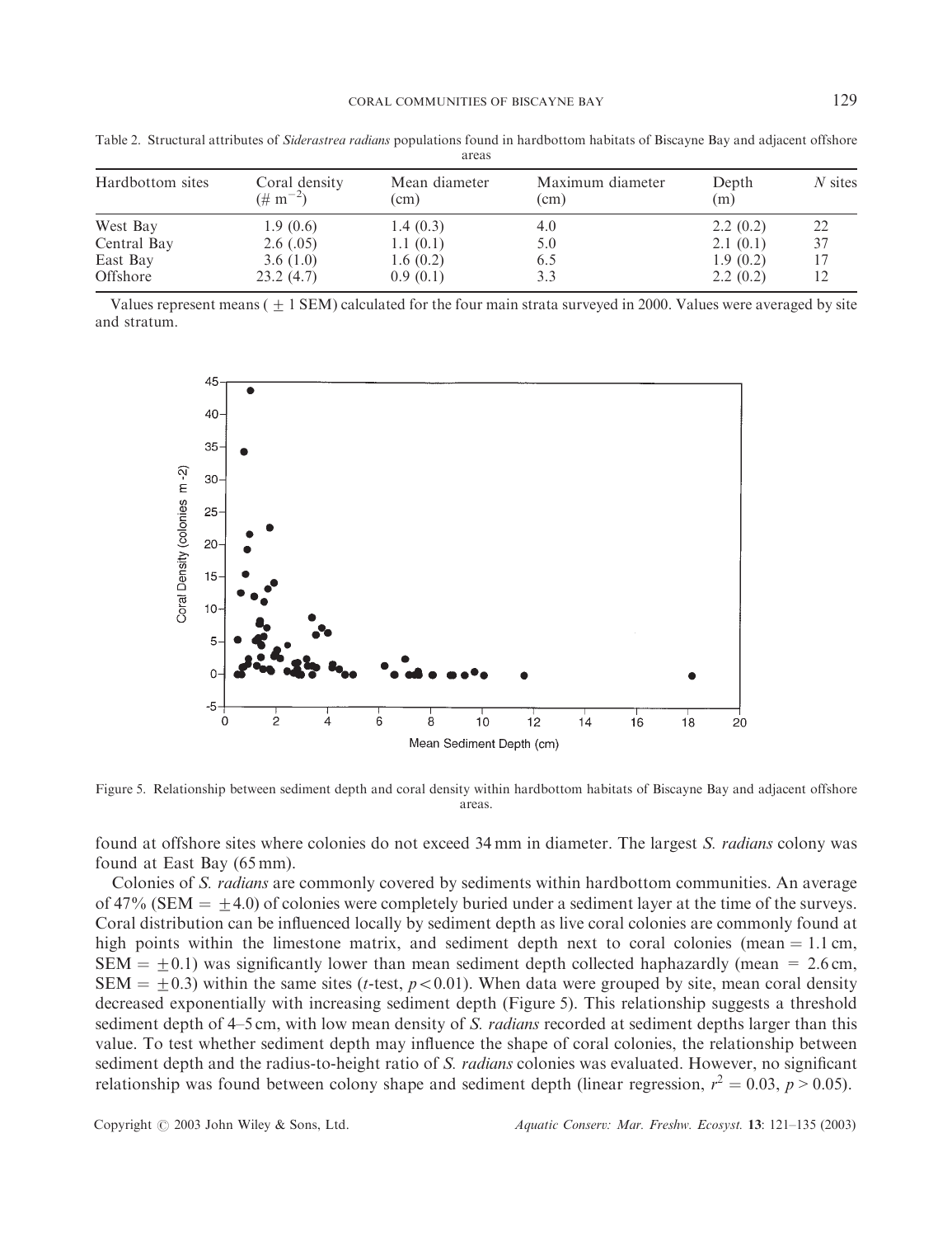Table 2. Structural attributes of *Siderastrea radians* populations found in hardbottom habitats of Biscayne Bay and adjacent offshore areas

| Hardbottom sites | Coral density (# $m^{-2}$) | Mean diameter (cm) | Maximum diameter (cm) | Depth (m) | *N* sites |
|---|---|---|---|---|---|
| West Bay | 1.9 (0.6) | 1.4 (0.3) | 4.0 | 2.2 (0.2) | 22 |
| Central Bay | 2.6 (.05) | 1.1 (0.1) | 5.0 | 2.1 (0.1) | 37 |
| East Bay | 3.6 (1.0) | 1.6 (0.2) | 6.5 | 1.9 (0.2) | 17 |
| Offshore | 23.2 (4.7) | 0.9 (0.1) | 3.3 | 2.2 (0.2) | 12 |

Values represent means ( $\pm$ 1 SEM) calculated for the four main strata surveyed in 2000. Values were averaged by site and stratum.

Figure 5. Relationship between sediment depth and coral density within hardbottom habitats of Biscayne Bay and adjacent offshore areas.

found at offshore sites where colonies do not exceed 34 mm in diameter. The largest *S. radians* colony was found at East Bay (65 mm).

Colonies of *S. radians* are commonly covered by sediments within hardbottom communities. An average of 47% (SEM = $\pm$4.0) of colonies were completely buried under a sediment layer at the time of the surveys. Coral distribution can be influenced locally by sediment depth as live coral colonies are commonly found at high points within the limestone matrix, and sediment depth next to coral colonies (mean = 1.1 cm, SEM = $\pm$0.1) was significantly lower than mean sediment depth collected haphazardly (mean = 2.6 cm, SEM = $\pm$0.3) within the same sites (*t*-test, $p < 0.01$). When data were grouped by site, mean coral density decreased exponentially with increasing sediment depth (Figure 5). This relationship suggests a threshold sediment depth of 4–5 cm, with low mean density of *S. radians* recorded at sediment depths larger than this value. To test whether sediment depth may influence the shape of coral colonies, the relationship between sediment depth and the radius-to-height ratio of *S. radians* colonies was evaluated. However, no significant relationship was found between colony shape and sediment depth (linear regression, $r^2 = 0.03$, $p > 0.05$).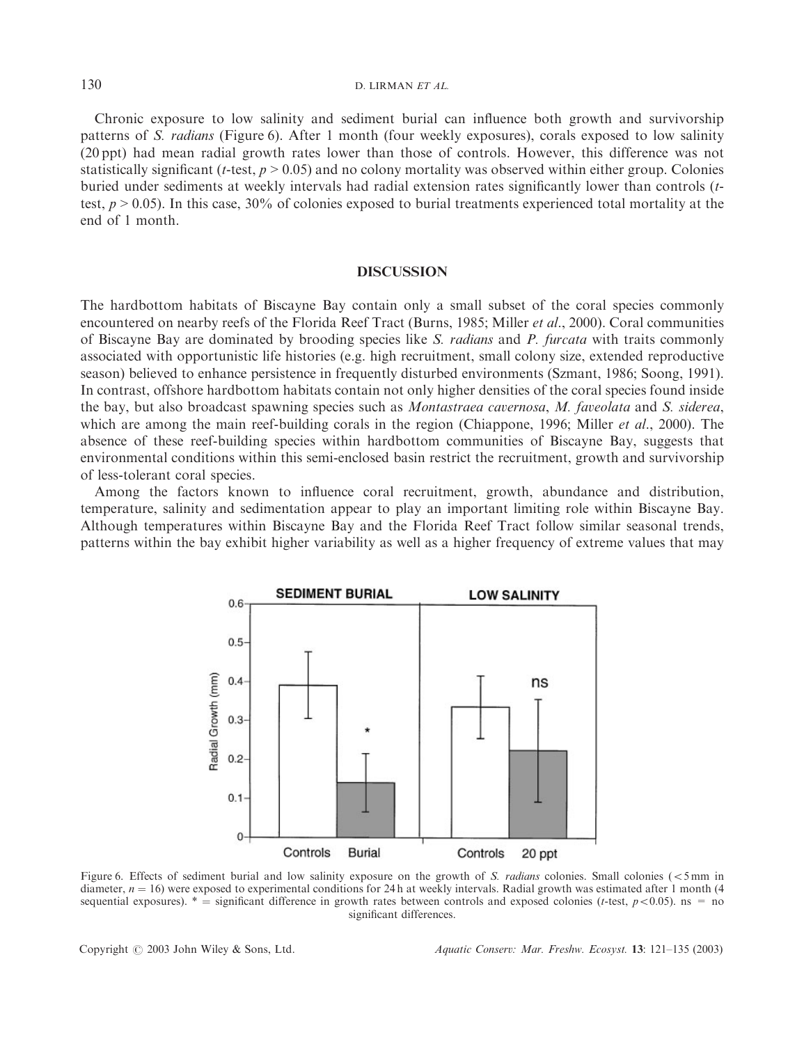Chronic exposure to low salinity and sediment burial can influence both growth and survivorship patterns of *S. radians* (Figure 6). After 1 month (four weekly exposures), corals exposed to low salinity (20 ppt) had mean radial growth rates lower than those of controls. However, this difference was not statistically significant (*t*-test, $p > 0.05$) and no colony mortality was observed within either group. Colonies buried under sediments at weekly intervals had radial extension rates significantly lower than controls (*t*-test, $p > 0.05$). In this case, 30% of colonies exposed to burial treatments experienced total mortality at the end of 1 month.

## DISCUSSION

The hardbottom habitats of Biscayne Bay contain only a small subset of the coral species commonly encountered on nearby reefs of the Florida Reef Tract (Burns, 1985; Miller *et al*., 2000). Coral communities of Biscayne Bay are dominated by brooding species like *S. radians* and *P. furcata* with traits commonly associated with opportunistic life histories (e.g. high recruitment, small colony size, extended reproductive season) believed to enhance persistence in frequently disturbed environments (Szmant, 1986; Soong, 1991). In contrast, offshore hardbottom habitats contain not only higher densities of the coral species found inside the bay, but also broadcast spawning species such as *Montastraea cavernosa*, *M. faveolata* and *S. siderea*, which are among the main reef-building corals in the region (Chiappone, 1996; Miller *et al*., 2000). The absence of these reef-building species within hardbottom communities of Biscayne Bay, suggests that environmental conditions within this semi-enclosed basin restrict the recruitment, growth and survivorship of less-tolerant coral species.

Among the factors known to influence coral recruitment, growth, abundance and distribution, temperature, salinity and sedimentation appear to play an important limiting role within Biscayne Bay. Although temperatures within Biscayne Bay and the Florida Reef Tract follow similar seasonal trends, patterns within the bay exhibit higher variability as well as a higher frequency of extreme values that may

Figure 6. Effects of sediment burial and low salinity exposure on the growth of *S. radians* colonies. Small colonies (<5 mm in diameter, $n = 16$) were exposed to experimental conditions for 24 h at weekly intervals. Radial growth was estimated after 1 month (4 sequential exposures). * = significant difference in growth rates between controls and exposed colonies (*t*-test, $p < 0.05$). ns = no significant differences.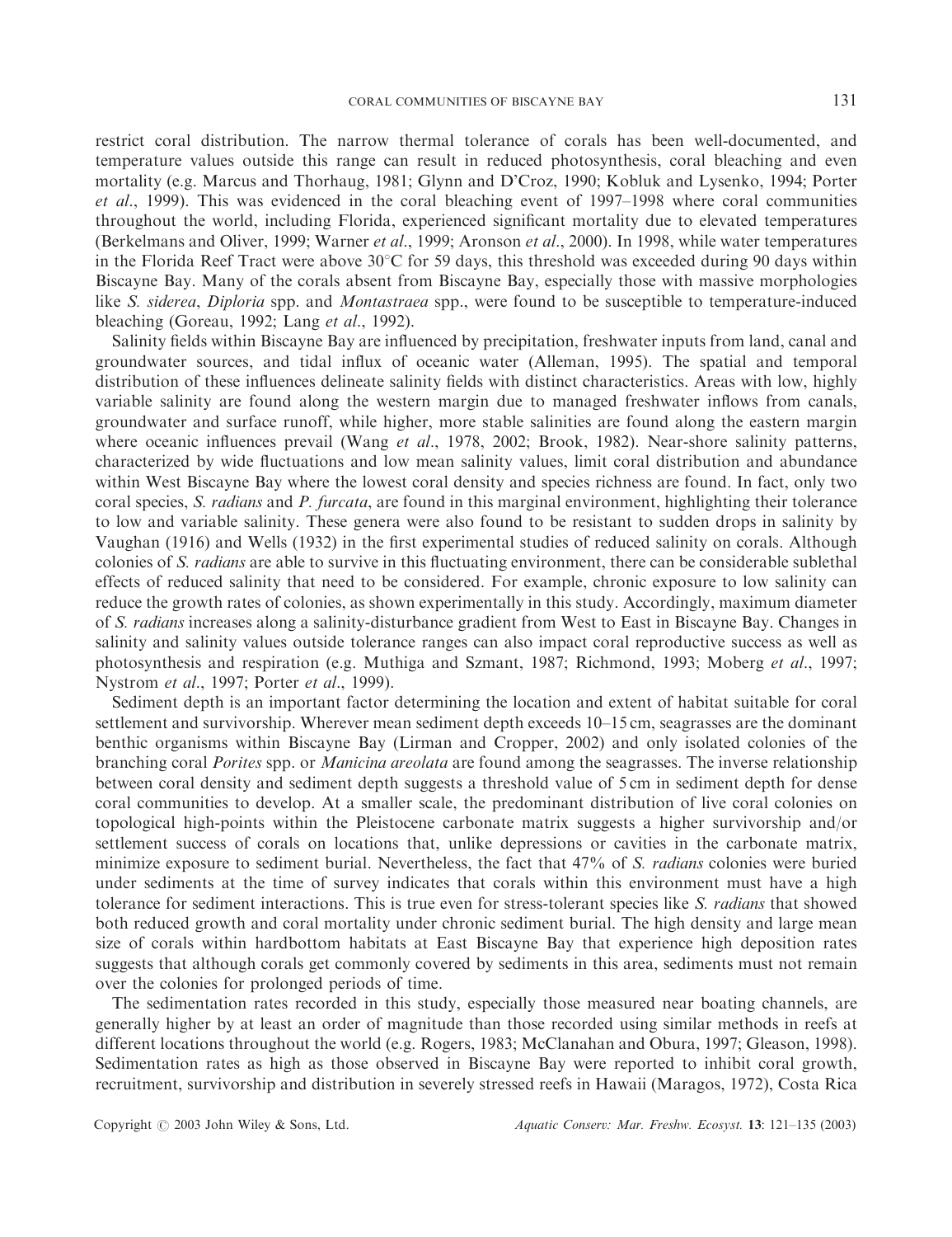restrict coral distribution. The narrow thermal tolerance of corals has been well-documented, and temperature values outside this range can result in reduced photosynthesis, coral bleaching and even mortality (e.g. Marcus and Thorhaug, 1981; Glynn and D'Croz, 1990; Kobluk and Lysenko, 1994; Porter *et al*., 1999). This was evidenced in the coral bleaching event of 1997–1998 where coral communities throughout the world, including Florida, experienced significant mortality due to elevated temperatures (Berkelmans and Oliver, 1999; Warner *et al*., 1999; Aronson *et al*., 2000). In 1998, while water temperatures in the Florida Reef Tract were above 30°C for 59 days, this threshold was exceeded during 90 days within Biscayne Bay. Many of the corals absent from Biscayne Bay, especially those with massive morphologies like *S. siderea*, *Diploria* spp. and *Montastraea* spp., were found to be susceptible to temperature-induced bleaching (Goreau, 1992; Lang *et al*., 1992).

Salinity fields within Biscayne Bay are influenced by precipitation, freshwater inputs from land, canal and groundwater sources, and tidal influx of oceanic water (Alleman, 1995). The spatial and temporal distribution of these influences delineate salinity fields with distinct characteristics. Areas with low, highly variable salinity are found along the western margin due to managed freshwater inflows from canals, groundwater and surface runoff, while higher, more stable salinities are found along the eastern margin where oceanic influences prevail (Wang *et al*., 1978, 2002; Brook, 1982). Near-shore salinity patterns, characterized by wide fluctuations and low mean salinity values, limit coral distribution and abundance within West Biscayne Bay where the lowest coral density and species richness are found. In fact, only two coral species, *S. radians* and *P. furcata*, are found in this marginal environment, highlighting their tolerance to low and variable salinity. These genera were also found to be resistant to sudden drops in salinity by Vaughan (1916) and Wells (1932) in the first experimental studies of reduced salinity on corals. Although colonies of *S. radians* are able to survive in this fluctuating environment, there can be considerable sublethal effects of reduced salinity that need to be considered. For example, chronic exposure to low salinity can reduce the growth rates of colonies, as shown experimentally in this study. Accordingly, maximum diameter of *S. radians* increases along a salinity-disturbance gradient from West to East in Biscayne Bay. Changes in salinity and salinity values outside tolerance ranges can also impact coral reproductive success as well as photosynthesis and respiration (e.g. Muthiga and Szmant, 1987; Richmond, 1993; Moberg *et al*., 1997; Nystrom *et al*., 1997; Porter *et al*., 1999).

Sediment depth is an important factor determining the location and extent of habitat suitable for coral settlement and survivorship. Wherever mean sediment depth exceeds 10–15 cm, seagrasses are the dominant benthic organisms within Biscayne Bay (Lirman and Cropper, 2002) and only isolated colonies of the branching coral *Porites* spp. or *Manicina areolata* are found among the seagrasses. The inverse relationship between coral density and sediment depth suggests a threshold value of 5 cm in sediment depth for dense coral communities to develop. At a smaller scale, the predominant distribution of live coral colonies on topological high-points within the Pleistocene carbonate matrix suggests a higher survivorship and/or settlement success of corals on locations that, unlike depressions or cavities in the carbonate matrix, minimize exposure to sediment burial. Nevertheless, the fact that 47% of *S. radians* colonies were buried under sediments at the time of survey indicates that corals within this environment must have a high tolerance for sediment interactions. This is true even for stress-tolerant species like *S. radians* that showed both reduced growth and coral mortality under chronic sediment burial. The high density and large mean size of corals within hardbottom habitats at East Biscayne Bay that experience high deposition rates suggests that although corals get commonly covered by sediments in this area, sediments must not remain over the colonies for prolonged periods of time.

The sedimentation rates recorded in this study, especially those measured near boating channels, are generally higher by at least an order of magnitude than those recorded using similar methods in reefs at different locations throughout the world (e.g. Rogers, 1983; McClanahan and Obura, 1997; Gleason, 1998). Sedimentation rates as high as those observed in Biscayne Bay were reported to inhibit coral growth, recruitment, survivorship and distribution in severely stressed reefs in Hawaii (Maragos, 1972), Costa Rica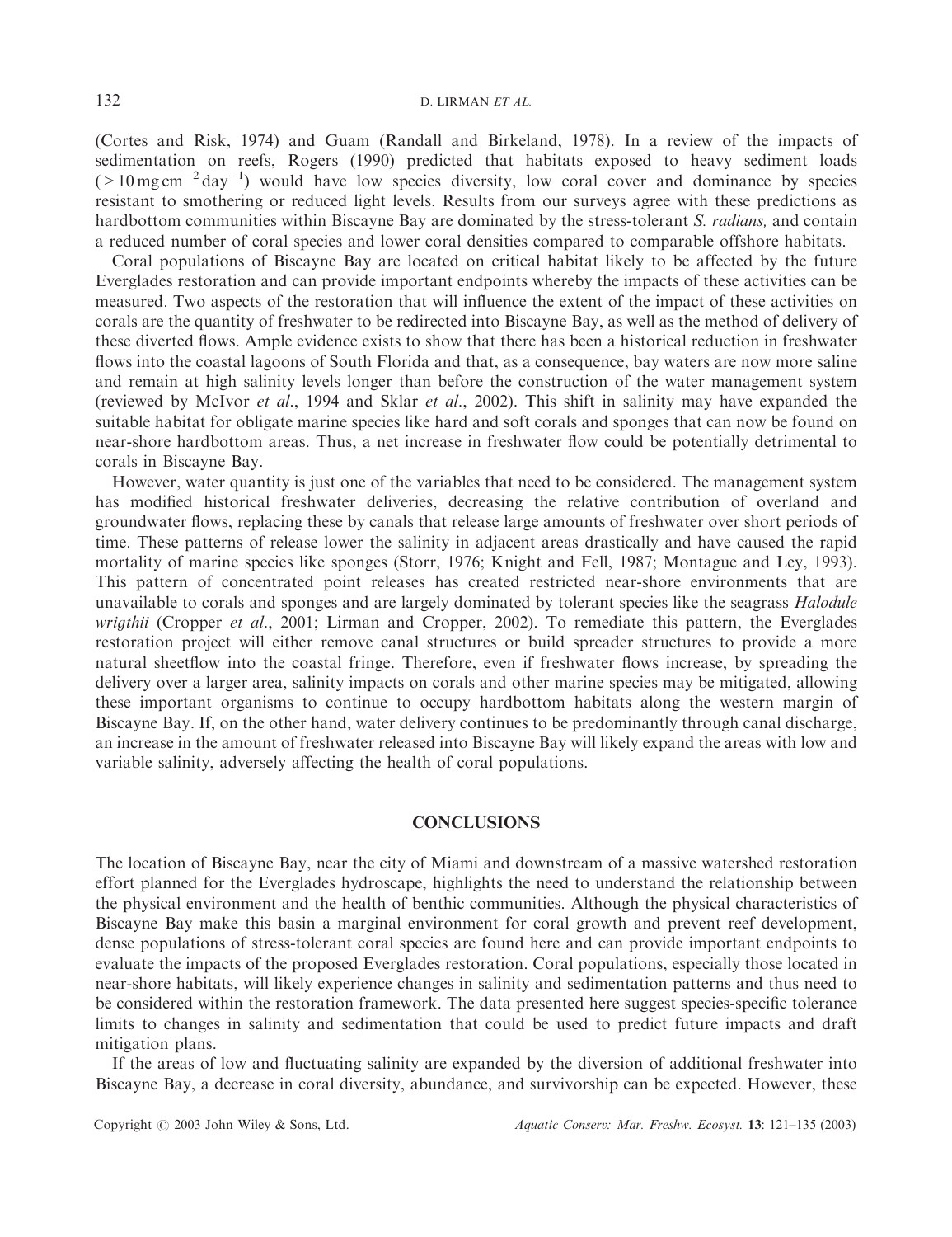(Cortes and Risk, 1974) and Guam (Randall and Birkeland, 1978). In a review of the impacts of sedimentation on reefs, Rogers (1990) predicted that habitats exposed to heavy sediment loads ($>10\,\mathrm{mg\,cm^{-2}\,day^{-1}}$) would have low species diversity, low coral cover and dominance by species resistant to smothering or reduced light levels. Results from our surveys agree with these predictions as hardbottom communities within Biscayne Bay are dominated by the stress-tolerant *S. radians,* and contain a reduced number of coral species and lower coral densities compared to comparable offshore habitats.

Coral populations of Biscayne Bay are located on critical habitat likely to be affected by the future Everglades restoration and can provide important endpoints whereby the impacts of these activities can be measured. Two aspects of the restoration that will influence the extent of the impact of these activities on corals are the quantity of freshwater to be redirected into Biscayne Bay, as well as the method of delivery of these diverted flows. Ample evidence exists to show that there has been a historical reduction in freshwater flows into the coastal lagoons of South Florida and that, as a consequence, bay waters are now more saline and remain at high salinity levels longer than before the construction of the water management system (reviewed by McIvor *et al*., 1994 and Sklar *et al*., 2002). This shift in salinity may have expanded the suitable habitat for obligate marine species like hard and soft corals and sponges that can now be found on near-shore hardbottom areas. Thus, a net increase in freshwater flow could be potentially detrimental to corals in Biscayne Bay.

However, water quantity is just one of the variables that need to be considered. The management system has modified historical freshwater deliveries, decreasing the relative contribution of overland and groundwater flows, replacing these by canals that release large amounts of freshwater over short periods of time. These patterns of release lower the salinity in adjacent areas drastically and have caused the rapid mortality of marine species like sponges (Storr, 1976; Knight and Fell, 1987; Montague and Ley, 1993). This pattern of concentrated point releases has created restricted near-shore environments that are unavailable to corals and sponges and are largely dominated by tolerant species like the seagrass *Halodule wrigthii* (Cropper *et al*., 2001; Lirman and Cropper, 2002). To remediate this pattern, the Everglades restoration project will either remove canal structures or build spreader structures to provide a more natural sheetflow into the coastal fringe. Therefore, even if freshwater flows increase, by spreading the delivery over a larger area, salinity impacts on corals and other marine species may be mitigated, allowing these important organisms to continue to occupy hardbottom habitats along the western margin of Biscayne Bay. If, on the other hand, water delivery continues to be predominantly through canal discharge, an increase in the amount of freshwater released into Biscayne Bay will likely expand the areas with low and variable salinity, adversely affecting the health of coral populations.

## CONCLUSIONS

The location of Biscayne Bay, near the city of Miami and downstream of a massive watershed restoration effort planned for the Everglades hydroscape, highlights the need to understand the relationship between the physical environment and the health of benthic communities. Although the physical characteristics of Biscayne Bay make this basin a marginal environment for coral growth and prevent reef development, dense populations of stress-tolerant coral species are found here and can provide important endpoints to evaluate the impacts of the proposed Everglades restoration. Coral populations, especially those located in near-shore habitats, will likely experience changes in salinity and sedimentation patterns and thus need to be considered within the restoration framework. The data presented here suggest species-specific tolerance limits to changes in salinity and sedimentation that could be used to predict future impacts and draft mitigation plans.

If the areas of low and fluctuating salinity are expanded by the diversion of additional freshwater into Biscayne Bay, a decrease in coral diversity, abundance, and survivorship can be expected. However, these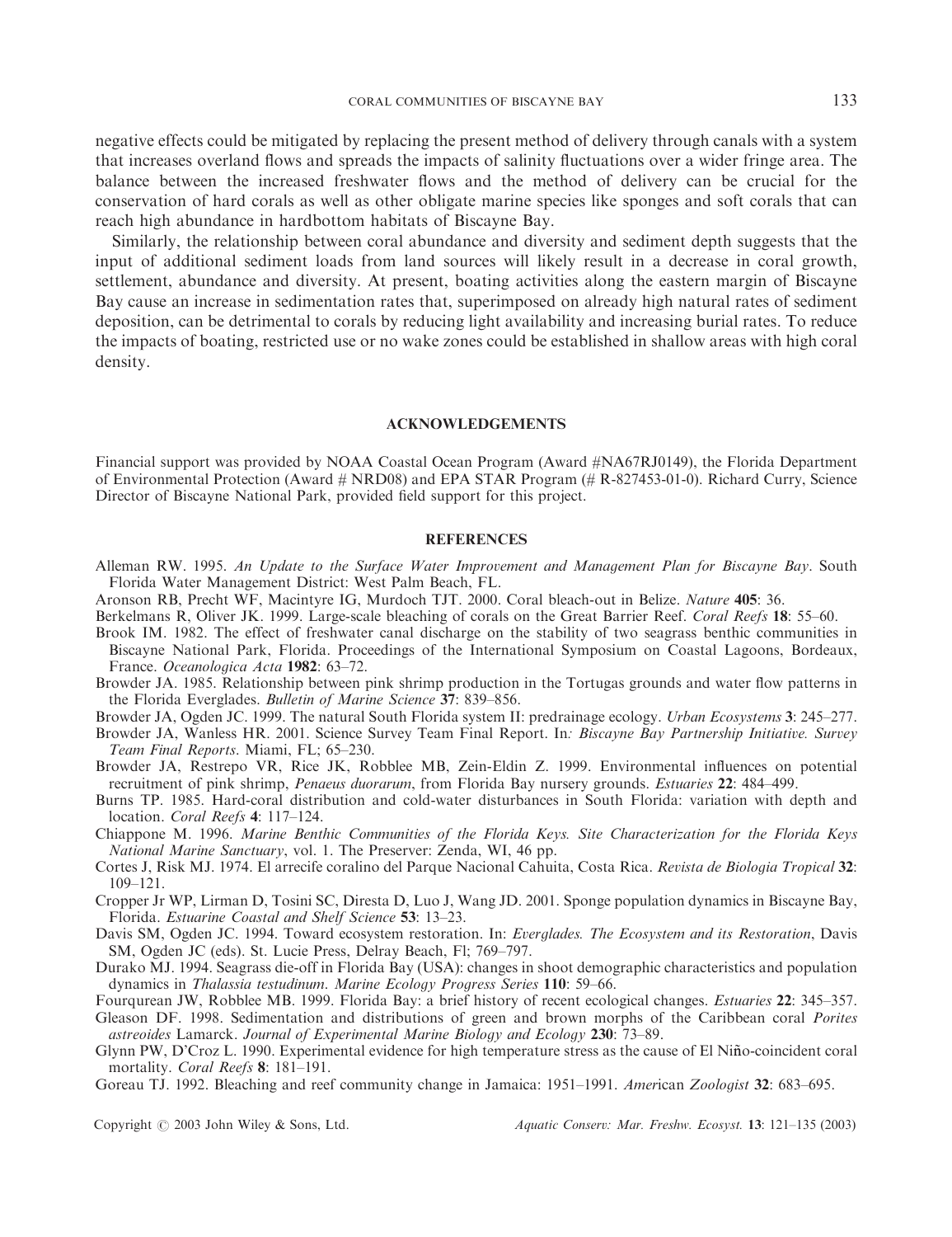negative effects could be mitigated by replacing the present method of delivery through canals with a system that increases overland flows and spreads the impacts of salinity fluctuations over a wider fringe area. The balance between the increased freshwater flows and the method of delivery can be crucial for the conservation of hard corals as well as other obligate marine species like sponges and soft corals that can reach high abundance in hardbottom habitats of Biscayne Bay.

Similarly, the relationship between coral abundance and diversity and sediment depth suggests that the input of additional sediment loads from land sources will likely result in a decrease in coral growth, settlement, abundance and diversity. At present, boating activities along the eastern margin of Biscayne Bay cause an increase in sedimentation rates that, superimposed on already high natural rates of sediment deposition, can be detrimental to corals by reducing light availability and increasing burial rates. To reduce the impacts of boating, restricted use or no wake zones could be established in shallow areas with high coral density.

## ACKNOWLEDGEMENTS

Financial support was provided by NOAA Coastal Ocean Program (Award #NA67RJ0149), the Florida Department of Environmental Protection (Award # NRD08) and EPA STAR Program (# R-827453-01-0). Richard Curry, Science Director of Biscayne National Park, provided field support for this project.

## REFERENCES

Alleman RW. 1995. *An Update to the Surface Water Improvement and Management Plan for Biscayne Bay*. South Florida Water Management District: West Palm Beach, FL.

Aronson RB, Precht WF, Macintyre IG, Murdoch TJT. 2000. Coral bleach-out in Belize. *Nature* **405**: 36.

Berkelmans R, Oliver JK. 1999. Large-scale bleaching of corals on the Great Barrier Reef. *Coral Reefs* **18**: 55–60.

Brook IM. 1982. The effect of freshwater canal discharge on the stability of two seagrass benthic communities in Biscayne National Park, Florida. Proceedings of the International Symposium on Coastal Lagoons, Bordeaux, France. *Oceanologica Acta* **1982**: 63–72.

Browder JA. 1985. Relationship between pink shrimp production in the Tortugas grounds and water flow patterns in the Florida Everglades. *Bulletin of Marine Science* **37**: 839–856.

Browder JA, Ogden JC. 1999. The natural South Florida system II: predrainage ecology. *Urban Ecosystems* **3**: 245–277.

Browder JA, Wanless HR. 2001. Science Survey Team Final Report. In*: Biscayne Bay Partnership Initiative. Survey Team Final Reports*. Miami, FL; 65–230.

Browder JA, Restrepo VR, Rice JK, Robblee MB, Zein-Eldin Z. 1999. Environmental influences on potential recruitment of pink shrimp, *Penaeus duorarum*, from Florida Bay nursery grounds. *Estuaries* **22**: 484–499.

Burns TP. 1985. Hard-coral distribution and cold-water disturbances in South Florida: variation with depth and location. *Coral Reefs* **4**: 117–124.

Chiappone M. 1996. *Marine Benthic Communities of the Florida Keys. Site Characterization for the Florida Keys National Marine Sanctuary*, vol. 1. The Preserver: Zenda, WI, 46 pp.

Cortes J, Risk MJ. 1974. El arrecife coralino del Parque Nacional Cahuita, Costa Rica. *Revista de Biologia Tropical* **32**: 109–121.

Cropper Jr WP, Lirman D, Tosini SC, Diresta D, Luo J, Wang JD. 2001. Sponge population dynamics in Biscayne Bay, Florida. *Estuarine Coastal and Shelf Science* **53**: 13–23.

Davis SM, Ogden JC. 1994. Toward ecosystem restoration. In: *Everglades. The Ecosystem and its Restoration*, Davis SM, Ogden JC (eds). St. Lucie Press, Delray Beach, Fl; 769–797.

Durako MJ. 1994. Seagrass die-off in Florida Bay (USA): changes in shoot demographic characteristics and population dynamics in *Thalassia testudinum*. *Marine Ecology Progress Series* **110**: 59–66.

Fourqurean JW, Robblee MB. 1999. Florida Bay: a brief history of recent ecological changes. *Estuaries* **22**: 345–357.

Gleason DF. 1998. Sedimentation and distributions of green and brown morphs of the Caribbean coral *Porites astreoides* Lamarck. *Journal of Experimental Marine Biology and Ecology* **230**: 73–89.

Glynn PW, D'Croz L. 1990. Experimental evidence for high temperature stress as the cause of El Niño-coincident coral mortality. *Coral Reefs* **8**: 181–191.

Goreau TJ. 1992. Bleaching and reef community change in Jamaica: 1951–1991. *American Zoologist* **32**: 683–695.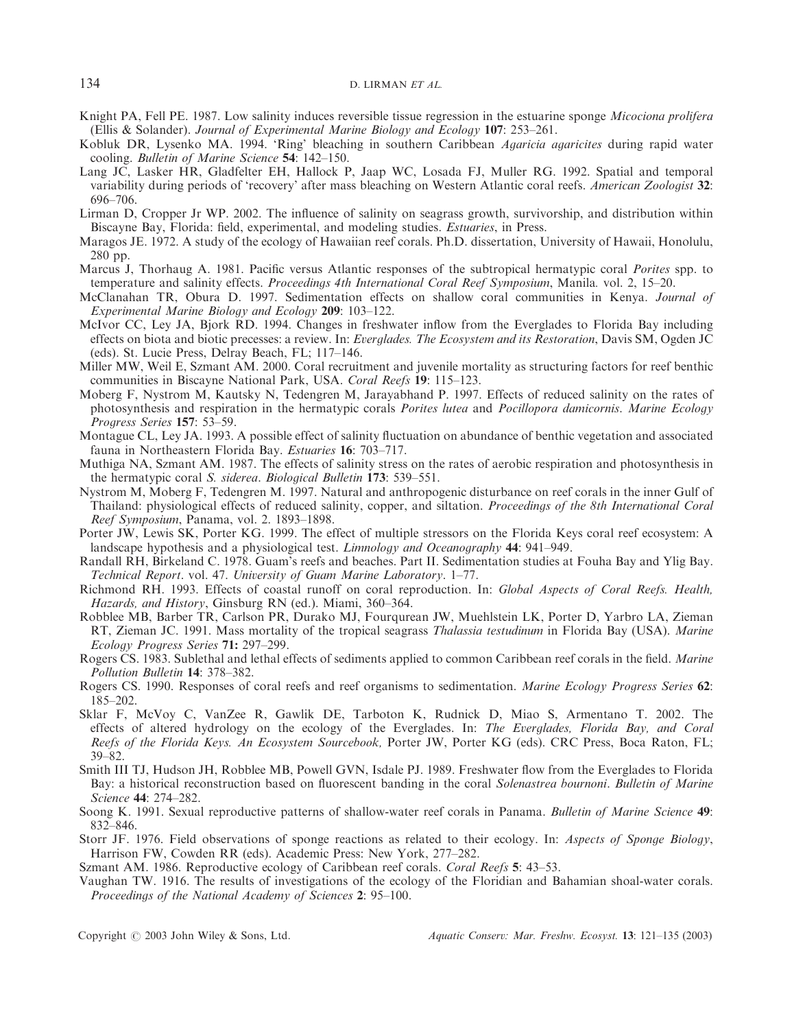Knight PA, Fell PE. 1987. Low salinity induces reversible tissue regression in the estuarine sponge *Micociona prolifera* (Ellis & Solander). *Journal of Experimental Marine Biology and Ecology* **107**: 253–261.

Kobluk DR, Lysenko MA. 1994. 'Ring' bleaching in southern Caribbean *Agaricia agaricites* during rapid water cooling. *Bulletin of Marine Science* **54**: 142–150.

Lang JC, Lasker HR, Gladfelter EH, Hallock P, Jaap WC, Losada FJ, Muller RG. 1992. Spatial and temporal variability during periods of 'recovery' after mass bleaching on Western Atlantic coral reefs. *American Zoologist* **32**: 696–706.

Lirman D, Cropper Jr WP. 2002. The influence of salinity on seagrass growth, survivorship, and distribution within Biscayne Bay, Florida: field, experimental, and modeling studies. *Estuaries*, in Press.

Maragos JE. 1972. A study of the ecology of Hawaiian reef corals. Ph.D. dissertation, University of Hawaii, Honolulu, 280 pp.

Marcus J, Thorhaug A. 1981. Pacific versus Atlantic responses of the subtropical hermatypic coral *Porites* spp. to temperature and salinity effects. *Proceedings 4th International Coral Reef Symposium*, Manila*.* vol. 2, 15–20.

McClanahan TR, Obura D. 1997. Sedimentation effects on shallow coral communities in Kenya. *Journal of Experimental Marine Biology and Ecology* **209**: 103–122.

McIvor CC, Ley JA, Bjork RD. 1994. Changes in freshwater inflow from the Everglades to Florida Bay including effects on biota and biotic precesses: a review. In: *Everglades. The Ecosystem and its Restoration*, Davis SM, Ogden JC (eds). St. Lucie Press, Delray Beach, FL; 117–146.

Miller MW, Weil E, Szmant AM. 2000. Coral recruitment and juvenile mortality as structuring factors for reef benthic communities in Biscayne National Park, USA. *Coral Reefs* **19**: 115–123.

Moberg F, Nystrom M, Kautsky N, Tedengren M, Jarayabhand P. 1997. Effects of reduced salinity on the rates of photosynthesis and respiration in the hermatypic corals *Porites lutea* and *Pocillopora damicornis*. *Marine Ecology Progress Series* **157**: 53–59.

Montague CL, Ley JA. 1993. A possible effect of salinity fluctuation on abundance of benthic vegetation and associated fauna in Northeastern Florida Bay. *Estuaries* **16**: 703–717.

Muthiga NA, Szmant AM. 1987. The effects of salinity stress on the rates of aerobic respiration and photosynthesis in the hermatypic coral *S. siderea*. *Biological Bulletin* **173**: 539–551.

Nystrom M, Moberg F, Tedengren M. 1997. Natural and anthropogenic disturbance on reef corals in the inner Gulf of Thailand: physiological effects of reduced salinity, copper, and siltation. *Proceedings of the 8th International Coral Reef Symposium*, Panama, vol. 2. 1893–1898.

Porter JW, Lewis SK, Porter KG. 1999. The effect of multiple stressors on the Florida Keys coral reef ecosystem: A landscape hypothesis and a physiological test. *Limnology and Oceanography* **44**: 941–949.

Randall RH, Birkeland C. 1978. Guam's reefs and beaches. Part II. Sedimentation studies at Fouha Bay and Ylig Bay. *Technical Report*. vol. 47. *University of Guam Marine Laboratory*. 1–77.

Richmond RH. 1993. Effects of coastal runoff on coral reproduction. In: *Global Aspects of Coral Reefs. Health, Hazards, and History*, Ginsburg RN (ed.). Miami, 360–364.

Robblee MB, Barber TR, Carlson PR, Durako MJ, Fourqurean JW, Muehlstein LK, Porter D, Yarbro LA, Zieman RT, Zieman JC. 1991. Mass mortality of the tropical seagrass *Thalassia testudinum* in Florida Bay (USA). *Marine Ecology Progress Series* **71:** 297–299.

Rogers CS. 1983. Sublethal and lethal effects of sediments applied to common Caribbean reef corals in the field. *Marine Pollution Bulletin* **14**: 378–382.

Rogers CS. 1990. Responses of coral reefs and reef organisms to sedimentation. *Marine Ecology Progress Series* **62**: 185–202.

Sklar F, McVoy C, VanZee R, Gawlik DE, Tarboton K, Rudnick D, Miao S, Armentano T. 2002. The effects of altered hydrology on the ecology of the Everglades. In: *The Everglades, Florida Bay, and Coral Reefs of the Florida Keys. An Ecosystem Sourcebook,* Porter JW, Porter KG (eds). CRC Press, Boca Raton, FL; 39–82.

Smith III TJ, Hudson JH, Robblee MB, Powell GVN, Isdale PJ. 1989. Freshwater flow from the Everglades to Florida Bay: a historical reconstruction based on fluorescent banding in the coral *Solenastrea bournoni*. *Bulletin of Marine Science* **44**: 274–282.

Soong K. 1991. Sexual reproductive patterns of shallow-water reef corals in Panama. *Bulletin of Marine Science* **49**: 832–846.

Storr JF. 1976. Field observations of sponge reactions as related to their ecology. In: *Aspects of Sponge Biology*, Harrison FW, Cowden RR (eds). Academic Press: New York, 277–282.

Szmant AM. 1986. Reproductive ecology of Caribbean reef corals. *Coral Reefs* **5**: 43–53.

Vaughan TW. 1916. The results of investigations of the ecology of the Floridian and Bahamian shoal-water corals. *Proceedings of the National Academy of Sciences* **2**: 95–100.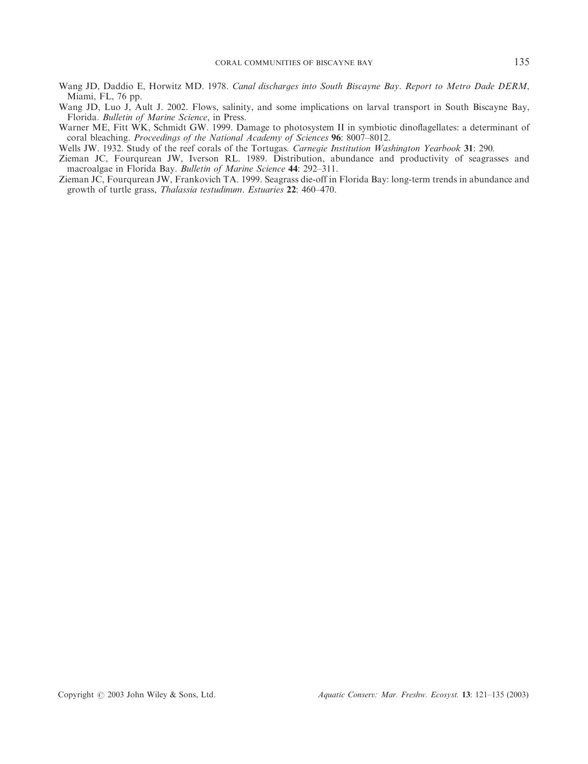Wang JD, Daddio E, Horwitz MD. 1978. *Canal discharges into South Biscayne Bay*. *Report to Metro Dade DERM*, Miami, FL, 76 pp.

Wang JD, Luo J, Ault J. 2002. Flows, salinity, and some implications on larval transport in South Biscayne Bay, Florida. *Bulletin of Marine Science*, in Press.

Warner ME, Fitt WK, Schmidt GW. 1999. Damage to photosystem II in symbiotic dinoflagellates: a determinant of coral bleaching. *Proceedings of the National Academy of Sciences* **96**: 8007–8012.

Wells JW. 1932. Study of the reef corals of the Tortugas. *Carnegie Institution Washington Yearbook* **31**: 290.

Zieman JC, Fourqurean JW, Iverson RL. 1989. Distribution, abundance and productivity of seagrasses and macroalgae in Florida Bay. *Bulletin of Marine Science* **44**: 292–311.

Zieman JC, Fourqurean JW, Frankovich TA. 1999. Seagrass die-off in Florida Bay: long-term trends in abundance and growth of turtle grass, *Thalassia testudinum*. *Estuaries* **22**: 460–470.